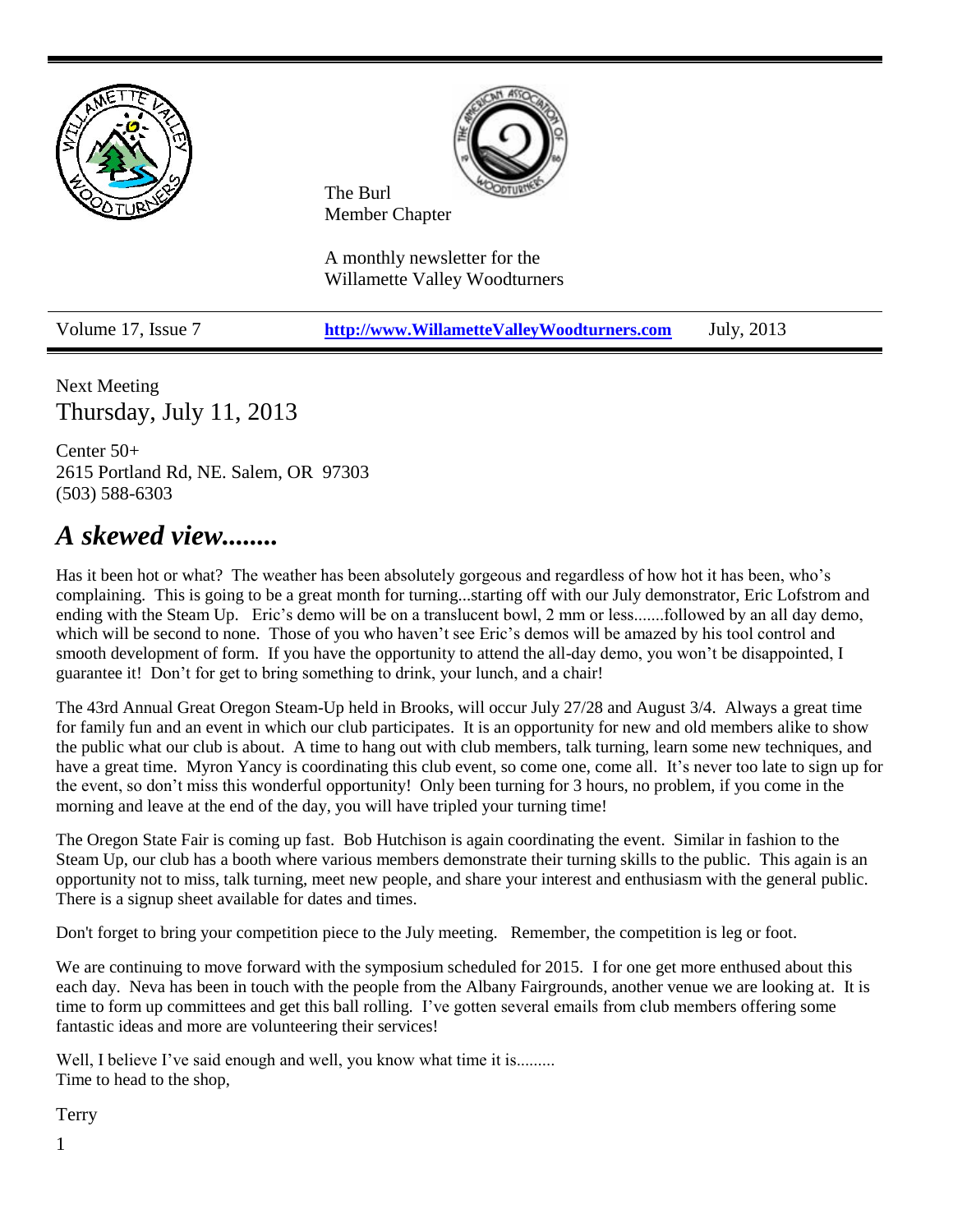The Burl
Member Chapter

A monthly newsletter for the
Willamette Valley Woodturners

Volume 17, Issue 7 | **http://www.WillametteValleyWoodturners.com** | July, 2013

Next Meeting
## Thursday, July 11, 2013

Center 50+
2615 Portland Rd, NE. Salem, OR 97303
(503) 588-6303

# *A skewed view........*

Has it been hot or what? The weather has been absolutely gorgeous and regardless of how hot it has been, who's complaining. This is going to be a great month for turning...starting off with our July demonstrator, Eric Lofstrom and ending with the Steam Up. Eric's demo will be on a translucent bowl, 2 mm or less.......followed by an all day demo, which will be second to none. Those of you who haven't see Eric's demos will be amazed by his tool control and smooth development of form. If you have the opportunity to attend the all-day demo, you won't be disappointed, I guarantee it! Don't for get to bring something to drink, your lunch, and a chair!

The 43rd Annual Great Oregon Steam-Up held in Brooks, will occur July 27/28 and August 3/4. Always a great time for family fun and an event in which our club participates. It is an opportunity for new and old members alike to show the public what our club is about. A time to hang out with club members, talk turning, learn some new techniques, and have a great time. Myron Yancy is coordinating this club event, so come one, come all. It's never too late to sign up for the event, so don't miss this wonderful opportunity! Only been turning for 3 hours, no problem, if you come in the morning and leave at the end of the day, you will have tripled your turning time!

The Oregon State Fair is coming up fast. Bob Hutchison is again coordinating the event. Similar in fashion to the Steam Up, our club has a booth where various members demonstrate their turning skills to the public. This again is an opportunity not to miss, talk turning, meet new people, and share your interest and enthusiasm with the general public. There is a signup sheet available for dates and times.

Don't forget to bring your competition piece to the July meeting. Remember, the competition is leg or foot.

We are continuing to move forward with the symposium scheduled for 2015. I for one get more enthused about this each day. Neva has been in touch with the people from the Albany Fairgrounds, another venue we are looking at. It is time to form up committees and get this ball rolling. I've gotten several emails from club members offering some fantastic ideas and more are volunteering their services!

Well, I believe I've said enough and well, you know what time it is.........
Time to head to the shop,

Terry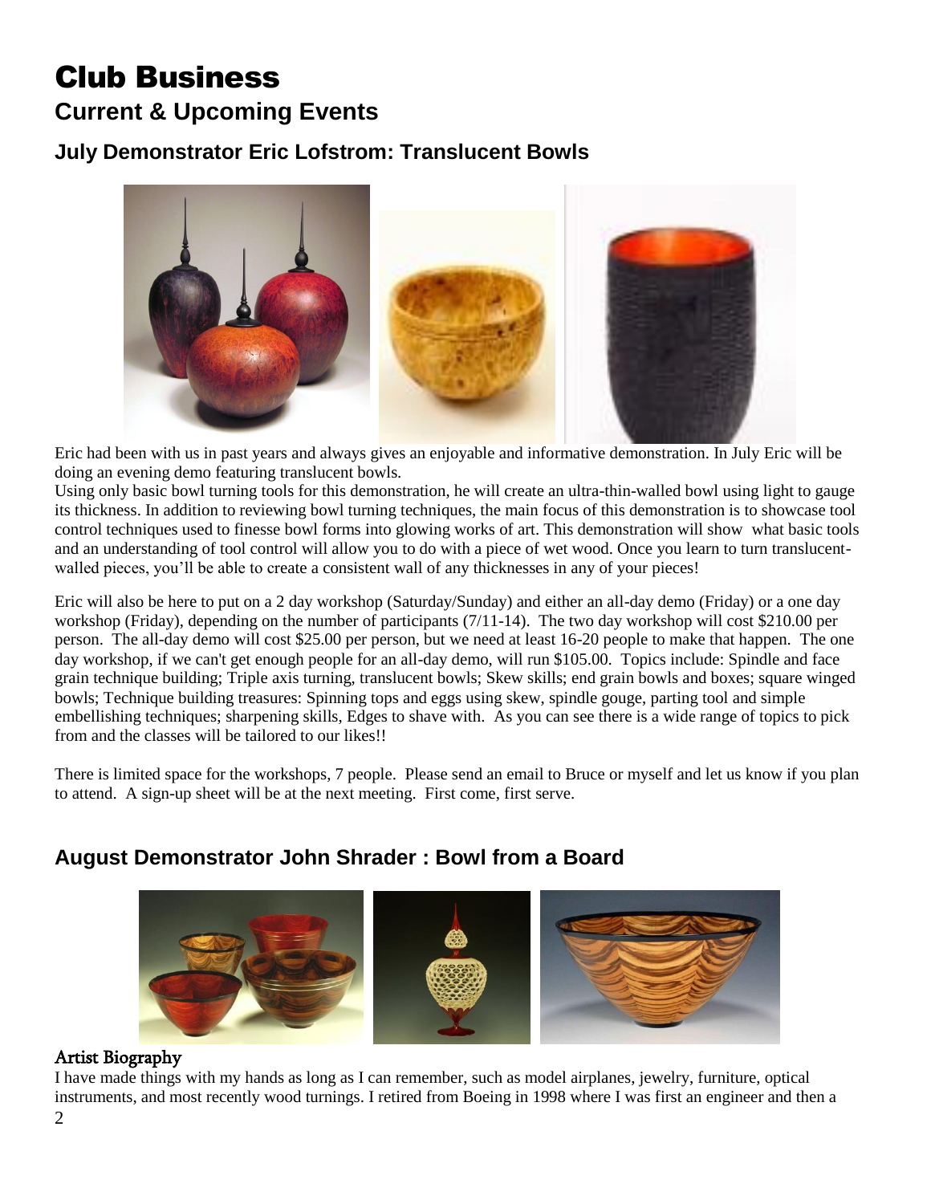# Club Business

## Current & Upcoming Events

### July Demonstrator Eric Lofstrom: Translucent Bowls

Eric had been with us in past years and always gives an enjoyable and informative demonstration. In July Eric will be doing an evening demo featuring translucent bowls.

Using only basic bowl turning tools for this demonstration, he will create an ultra-thin-walled bowl using light to gauge its thickness. In addition to reviewing bowl turning techniques, the main focus of this demonstration is to showcase tool control techniques used to finesse bowl forms into glowing works of art. This demonstration will show what basic tools and an understanding of tool control will allow you to do with a piece of wet wood. Once you learn to turn translucent-walled pieces, you'll be able to create a consistent wall of any thicknesses in any of your pieces!

Eric will also be here to put on a 2 day workshop (Saturday/Sunday) and either an all-day demo (Friday) or a one day workshop (Friday), depending on the number of participants (7/11-14). The two day workshop will cost $210.00 per person. The all-day demo will cost $25.00 per person, but we need at least 16-20 people to make that happen. The one day workshop, if we can't get enough people for an all-day demo, will run $105.00. Topics include: Spindle and face grain technique building; Triple axis turning, translucent bowls; Skew skills; end grain bowls and boxes; square winged bowls; Technique building treasures: Spinning tops and eggs using skew, spindle gouge, parting tool and simple embellishing techniques; sharpening skills, Edges to shave with. As you can see there is a wide range of topics to pick from and the classes will be tailored to our likes!!

There is limited space for the workshops, 7 people. Please send an email to Bruce or myself and let us know if you plan to attend. A sign-up sheet will be at the next meeting. First come, first serve.

### August Demonstrator John Shrader : Bowl from a Board

**Artist Biography**

I have made things with my hands as long as I can remember, such as model airplanes, jewelry, furniture, optical instruments, and most recently wood turnings. I retired from Boeing in 1998 where I was first an engineer and then a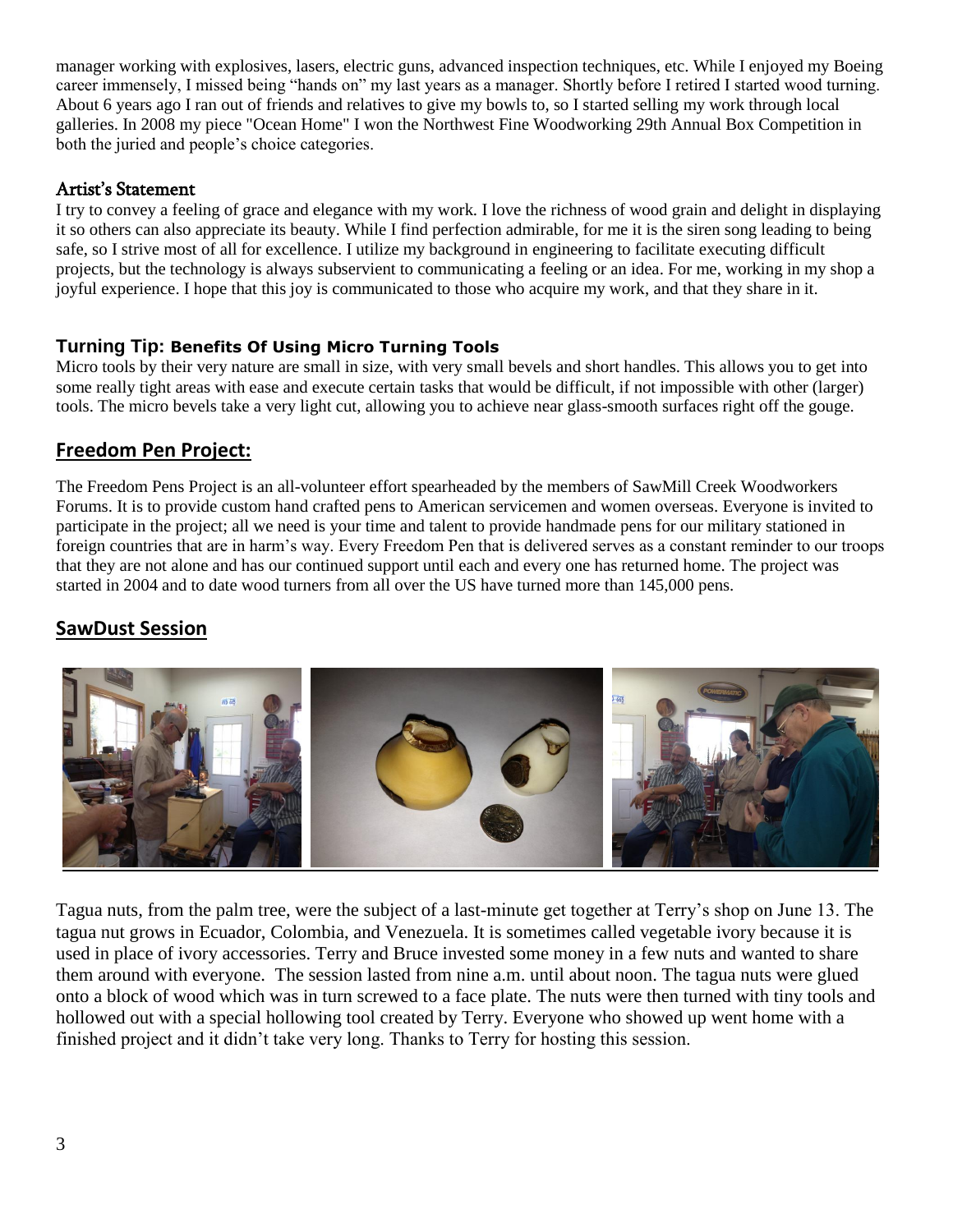manager working with explosives, lasers, electric guns, advanced inspection techniques, etc. While I enjoyed my Boeing career immensely, I missed being "hands on" my last years as a manager. Shortly before I retired I started wood turning. About 6 years ago I ran out of friends and relatives to give my bowls to, so I started selling my work through local galleries. In 2008 my piece "Ocean Home" I won the Northwest Fine Woodworking 29th Annual Box Competition in both the juried and people's choice categories.

### Artist's Statement

I try to convey a feeling of grace and elegance with my work. I love the richness of wood grain and delight in displaying it so others can also appreciate its beauty. While I find perfection admirable, for me it is the siren song leading to being safe, so I strive most of all for excellence. I utilize my background in engineering to facilitate executing difficult projects, but the technology is always subservient to communicating a feeling or an idea. For me, working in my shop a joyful experience. I hope that this joy is communicated to those who acquire my work, and that they share in it.

### Turning Tip: Benefits Of Using Micro Turning Tools

Micro tools by their very nature are small in size, with very small bevels and short handles. This allows you to get into some really tight areas with ease and execute certain tasks that would be difficult, if not impossible with other (larger) tools. The micro bevels take a very light cut, allowing you to achieve near glass-smooth surfaces right off the gouge.

## Freedom Pen Project:

The Freedom Pens Project is an all-volunteer effort spearheaded by the members of SawMill Creek Woodworkers Forums. It is to provide custom hand crafted pens to American servicemen and women overseas. Everyone is invited to participate in the project; all we need is your time and talent to provide handmade pens for our military stationed in foreign countries that are in harm's way. Every Freedom Pen that is delivered serves as a constant reminder to our troops that they are not alone and has our continued support until each and every one has returned home. The project was started in 2004 and to date wood turners from all over the US have turned more than 145,000 pens.

## SawDust Session

Tagua nuts, from the palm tree, were the subject of a last-minute get together at Terry's shop on June 13. The tagua nut grows in Ecuador, Colombia, and Venezuela. It is sometimes called vegetable ivory because it is used in place of ivory accessories. Terry and Bruce invested some money in a few nuts and wanted to share them around with everyone. The session lasted from nine a.m. until about noon. The tagua nuts were glued onto a block of wood which was in turn screwed to a face plate. The nuts were then turned with tiny tools and hollowed out with a special hollowing tool created by Terry. Everyone who showed up went home with a finished project and it didn't take very long. Thanks to Terry for hosting this session.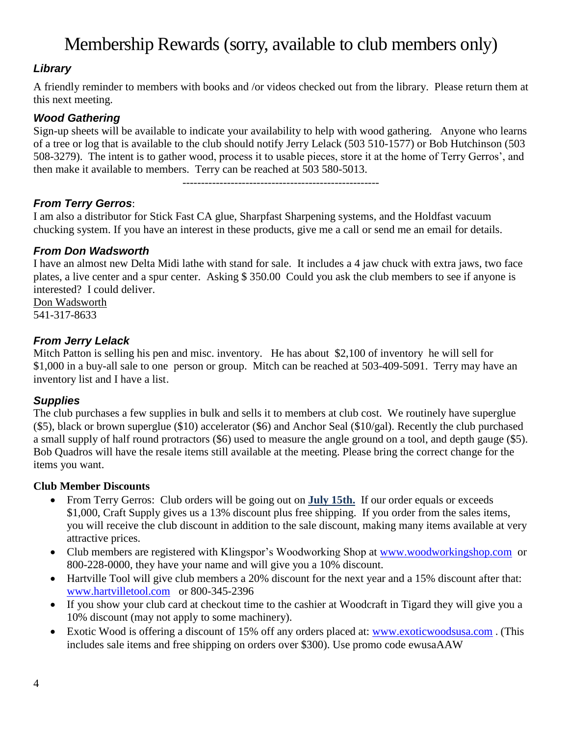# Membership Rewards (sorry, available to club members only)

### *Library*

A friendly reminder to members with books and /or videos checked out from the library. Please return them at this next meeting.

### *Wood Gathering*

Sign-up sheets will be available to indicate your availability to help with wood gathering. Anyone who learns of a tree or log that is available to the club should notify Jerry Lelack (503 510-1577) or Bob Hutchinson (503 508-3279). The intent is to gather wood, process it to usable pieces, store it at the home of Terry Gerros', and then make it available to members. Terry can be reached at 503 580-5013.

-----------------------------------------------------

### *From Terry Gerros*:

I am also a distributor for Stick Fast CA glue, Sharpfast Sharpening systems, and the Holdfast vacuum chucking system. If you have an interest in these products, give me a call or send me an email for details.

### *From Don Wadsworth*

I have an almost new Delta Midi lathe with stand for sale. It includes a 4 jaw chuck with extra jaws, two face plates, a live center and a spur center. Asking $ 350.00 Could you ask the club members to see if anyone is interested? I could deliver.

Don Wadsworth
541-317-8633

### *From Jerry Lelack*

Mitch Patton is selling his pen and misc. inventory. He has about $2,100 of inventory he will sell for $1,000 in a buy-all sale to one person or group. Mitch can be reached at 503-409-5091. Terry may have an inventory list and I have a list.

### *Supplies*

The club purchases a few supplies in bulk and sells it to members at club cost. We routinely have superglue ($5), black or brown superglue ($10) accelerator ($6) and Anchor Seal ($10/gal). Recently the club purchased a small supply of half round protractors ($6) used to measure the angle ground on a tool, and depth gauge ($5). Bob Quadros will have the resale items still available at the meeting. Please bring the correct change for the items you want.

**Club Member Discounts**

- From Terry Gerros: Club orders will be going out on **July 15th.** If our order equals or exceeds $1,000, Craft Supply gives us a 13% discount plus free shipping. If you order from the sales items, you will receive the club discount in addition to the sale discount, making many items available at very attractive prices.
- Club members are registered with Klingspor's Woodworking Shop at www.woodworkingshop.com or 800-228-0000, they have your name and will give you a 10% discount.
- Hartville Tool will give club members a 20% discount for the next year and a 15% discount after that: www.hartvilletool.com or 800-345-2396
- If you show your club card at checkout time to the cashier at Woodcraft in Tigard they will give you a 10% discount (may not apply to some machinery).
- Exotic Wood is offering a discount of 15% off any orders placed at: www.exoticwoodsusa.com . (This includes sale items and free shipping on orders over $300). Use promo code ewusaAAW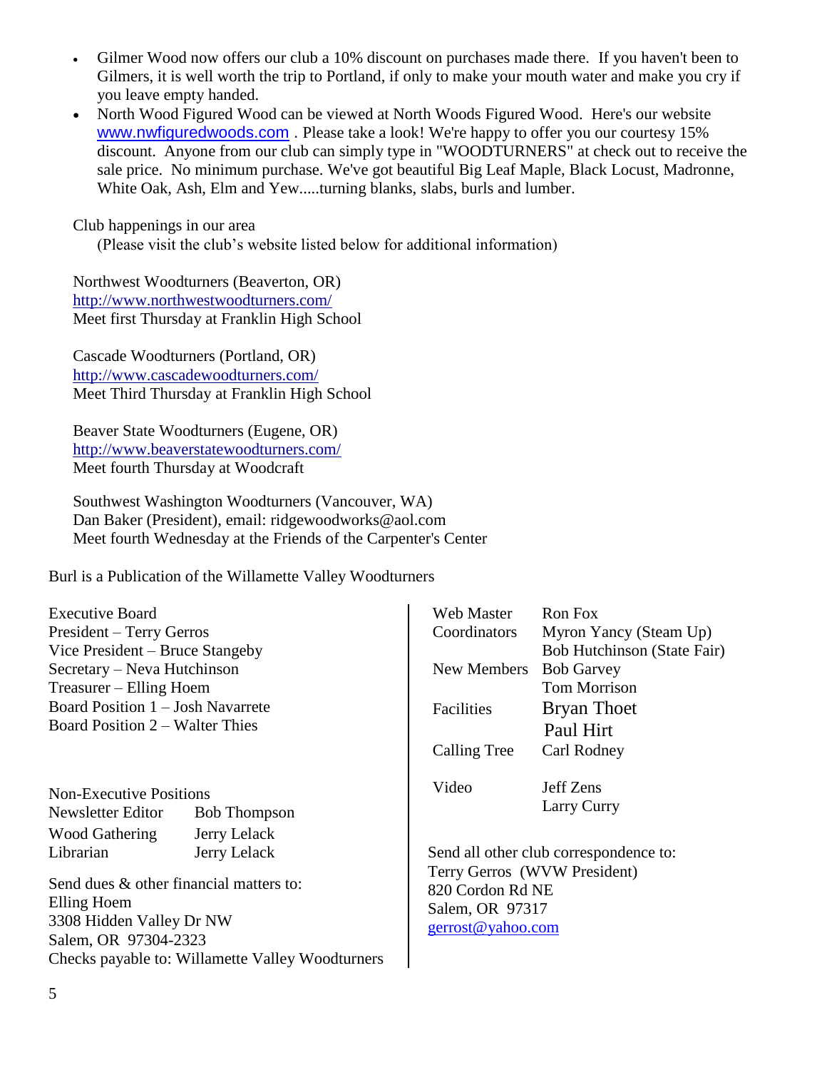- Gilmer Wood now offers our club a 10% discount on purchases made there. If you haven't been to Gilmers, it is well worth the trip to Portland, if only to make your mouth water and make you cry if you leave empty handed.
- North Wood Figured Wood can be viewed at North Woods Figured Wood. Here's our website www.nwfiguredwoods.com . Please take a look! We're happy to offer you our courtesy 15% discount. Anyone from our club can simply type in "WOODTURNERS" at check out to receive the sale price. No minimum purchase. We've got beautiful Big Leaf Maple, Black Locust, Madronne, White Oak, Ash, Elm and Yew.....turning blanks, slabs, burls and lumber.

Club happenings in our area

(Please visit the club's website listed below for additional information)

Northwest Woodturners (Beaverton, OR)
http://www.northwestwoodturners.com/
Meet first Thursday at Franklin High School

Cascade Woodturners (Portland, OR)
http://www.cascadewoodturners.com/
Meet Third Thursday at Franklin High School

Beaver State Woodturners (Eugene, OR)
http://www.beaverstatewoodturners.com/
Meet fourth Thursday at Woodcraft

Southwest Washington Woodturners (Vancouver, WA)
Dan Baker (President), email: ridgewoodworks@aol.com
Meet fourth Wednesday at the Friends of the Carpenter's Center

Burl is a Publication of the Willamette Valley Woodturners

Executive Board
President – Terry Gerros
Vice President – Bruce Stangeby
Secretary – Neva Hutchinson
Treasurer – Elling Hoem
Board Position 1 – Josh Navarrete
Board Position 2 – Walter Thies

Non-Executive Positions

| | |
|---|---|
| Newsletter Editor | Bob Thompson |
| Wood Gathering | Jerry Lelack |
| Librarian | Jerry Lelack |

Send dues & other financial matters to:
Elling Hoem
3308 Hidden Valley Dr NW
Salem, OR 97304-2323
Checks payable to: Willamette Valley Woodturners

| | |
|---|---|
| Web Master | Ron Fox |
| Coordinators | Myron Yancy (Steam Up) |
| | Bob Hutchinson (State Fair) |
| New Members | Bob Garvey |
| | Tom Morrison |
| Facilities | Bryan Thoet |
| | Paul Hirt |
| Calling Tree | Carl Rodney |
| Video | Jeff Zens |
| | Larry Curry |

Send all other club correspondence to:
Terry Gerros (WVW President)
820 Cordon Rd NE
Salem, OR 97317
gerrost@yahoo.com